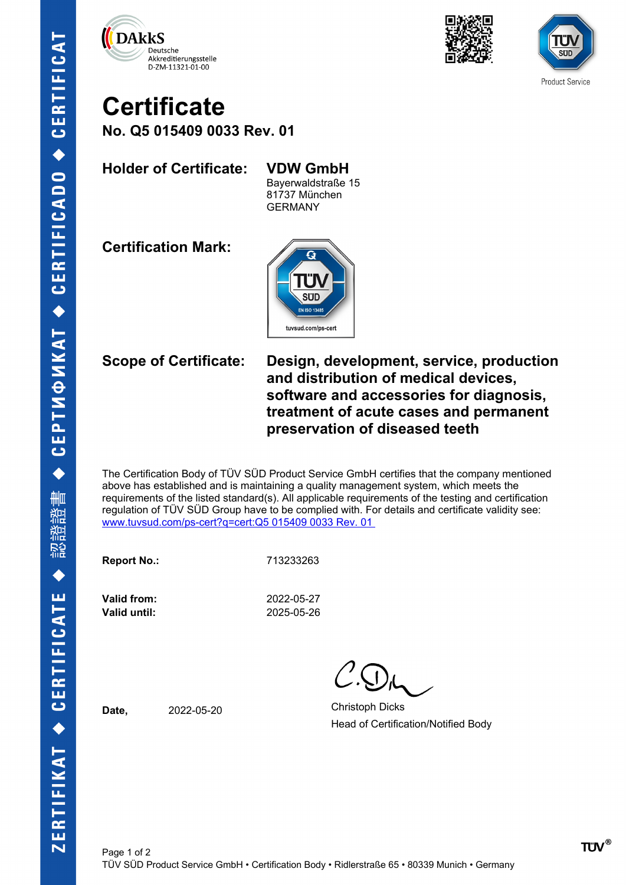DAkkS Deutsche Akkreditierungsstelle D-ZM-11321-01-00

TÜV SÜD Product Service

# Certificate

## No. Q5 015409 0033 Rev. 01

**Holder of Certificate:** **VDW GmbH**
Bayerwaldstraße 15
81737 München
GERMANY

**Certification Mark:**

TÜV SÜD EN ISO 13485
tuvsud.com/ps-cert

**Scope of Certificate:** **Design, development, service, production and distribution of medical devices, software and accessories for diagnosis, treatment of acute cases and permanent preservation of diseased teeth**

The Certification Body of TÜV SÜD Product Service GmbH certifies that the company mentioned above has established and is maintaining a quality management system, which meets the requirements of the listed standard(s). All applicable requirements of the testing and certification regulation of TÜV SÜD Group have to be complied with. For details and certificate validity see: www.tuvsud.com/ps-cert?q=cert:Q5 015409 0033 Rev. 01

**Report No.:** 713233263

**Valid from:** 2022-05-27
**Valid until:** 2025-05-26

**Date,** 2022-05-20

Christoph Dicks
Head of Certification/Notified Body

TÜV SÜD Product Service GmbH • Certification Body • Ridlerstraße 65 • 80339 Munich • Germany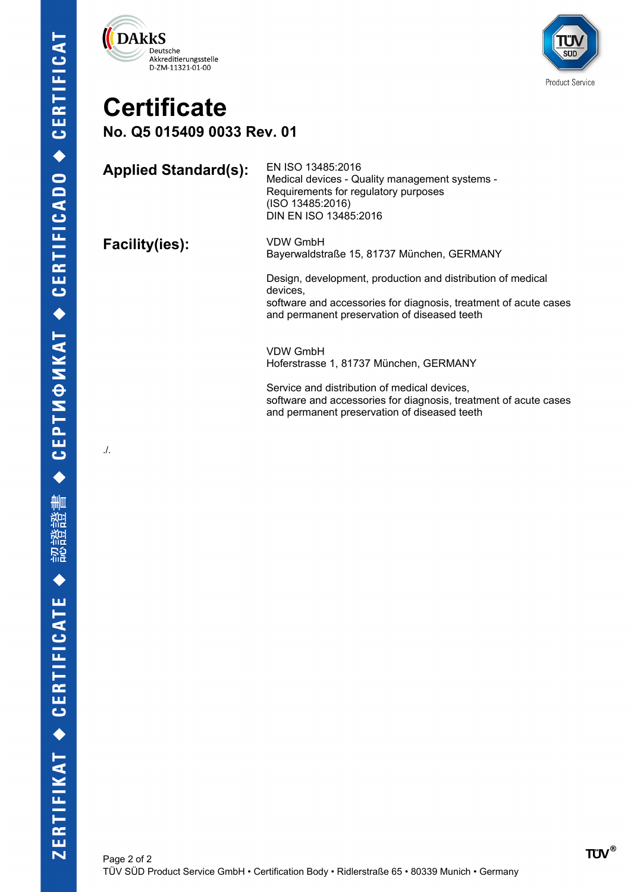DAkkS
Deutsche
Akkreditierungsstelle
D-ZM-11321-01-00

TÜV SÜD

Product Service

# Certificate

## No. Q5 015409 0033 Rev. 01

**Applied Standard(s):**

EN ISO 13485:2016
Medical devices - Quality management systems - Requirements for regulatory purposes
(ISO 13485:2016)
DIN EN ISO 13485:2016

**Facility(ies):**

VDW GmbH
Bayerwaldstraße 15, 81737 München, GERMANY

Design, development, production and distribution of medical devices,
software and accessories for diagnosis, treatment of acute cases and permanent preservation of diseased teeth

VDW GmbH
Hoferstrasse 1, 81737 München, GERMANY

Service and distribution of medical devices,
software and accessories for diagnosis, treatment of acute cases and permanent preservation of diseased teeth

./.

TÜV SÜD Product Service GmbH • Certification Body • Ridlerstraße 65 • 80339 Munich • Germany